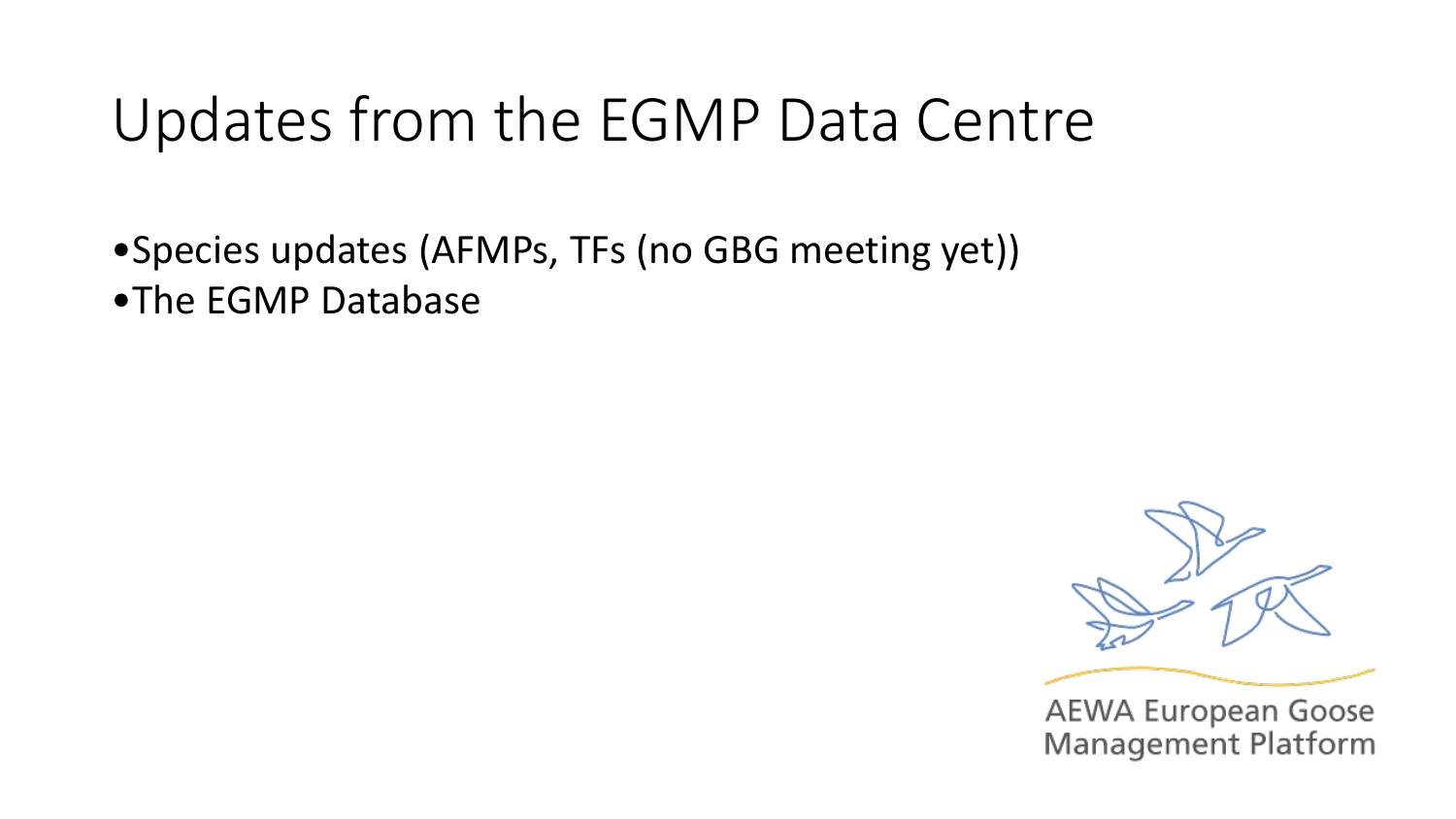# Updates from the EGMP Data Centre

- Species updates (AFMPs, TFs (no GBG meeting yet))
- The EGMP Database

AEWA European Goose Management Platform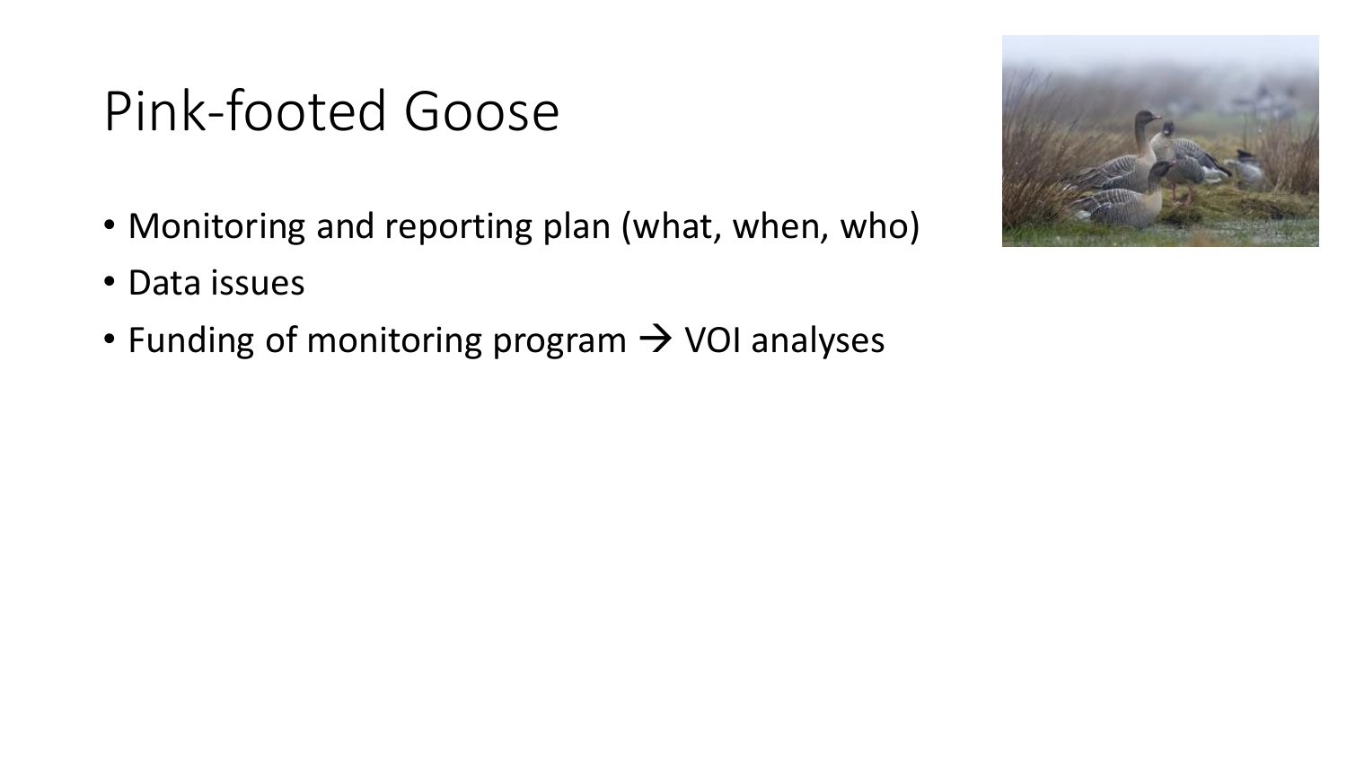# Pink-footed Goose

- Monitoring and reporting plan (what, when, who)
- Data issues
- Funding of monitoring program → VOI analyses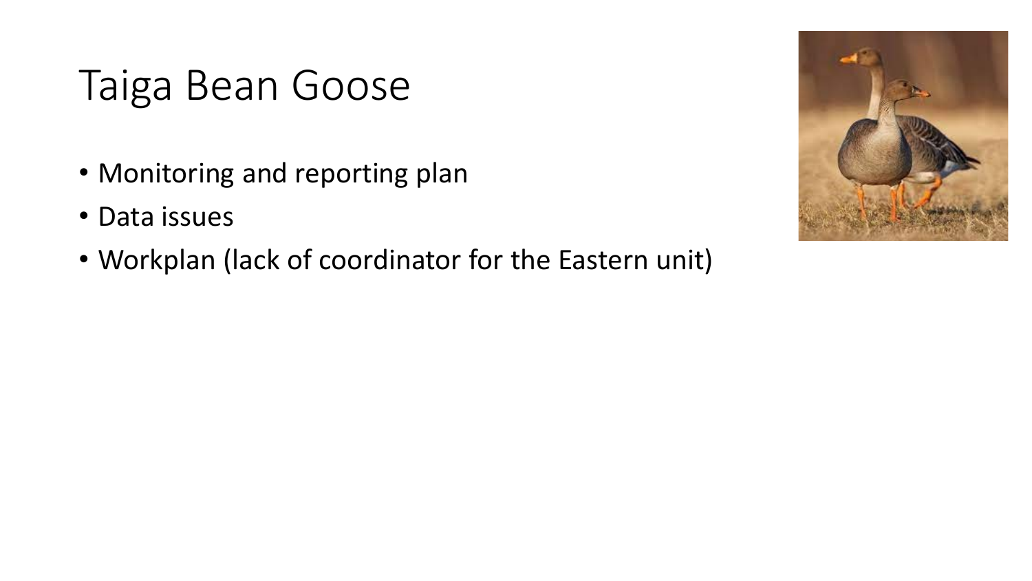# Taiga Bean Goose

- Monitoring and reporting plan
- Data issues
- Workplan (lack of coordinator for the Eastern unit)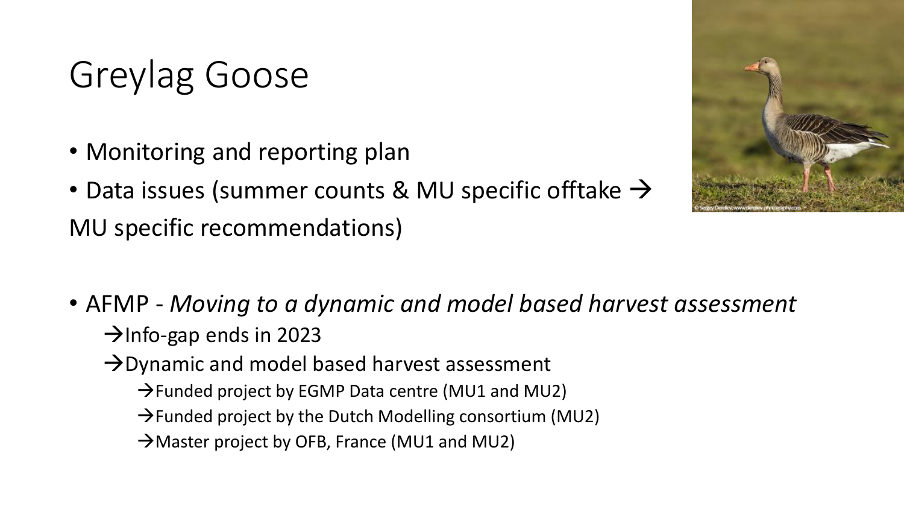# Greylag Goose

- Monitoring and reporting plan
- Data issues (summer counts & MU specific offtake → MU specific recommendations)

- AFMP - *Moving to a dynamic and model based harvest assessment*
  - →Info-gap ends in 2023
  - →Dynamic and model based harvest assessment
    - →Funded project by EGMP Data centre (MU1 and MU2)
    - →Funded project by the Dutch Modelling consortium (MU2)
    - →Master project by OFB, France (MU1 and MU2)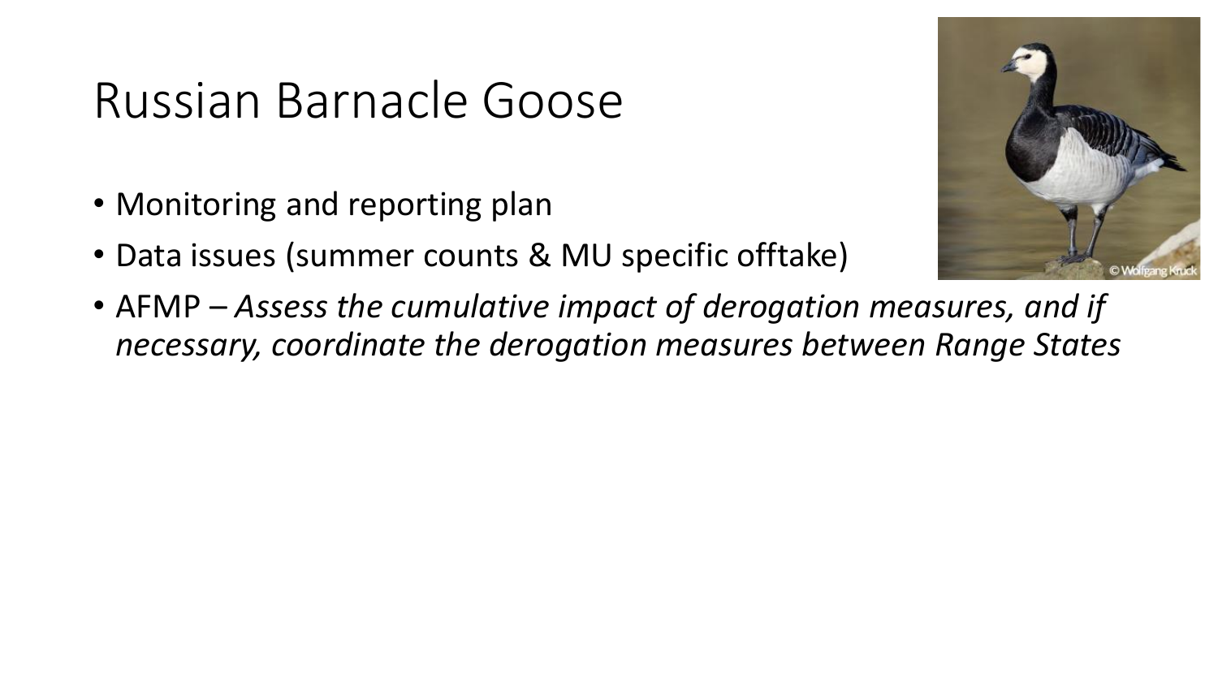# Russian Barnacle Goose

- Monitoring and reporting plan
- Data issues (summer counts & MU specific offtake)
- AFMP – *Assess the cumulative impact of derogation measures, and if necessary, coordinate the derogation measures between Range States*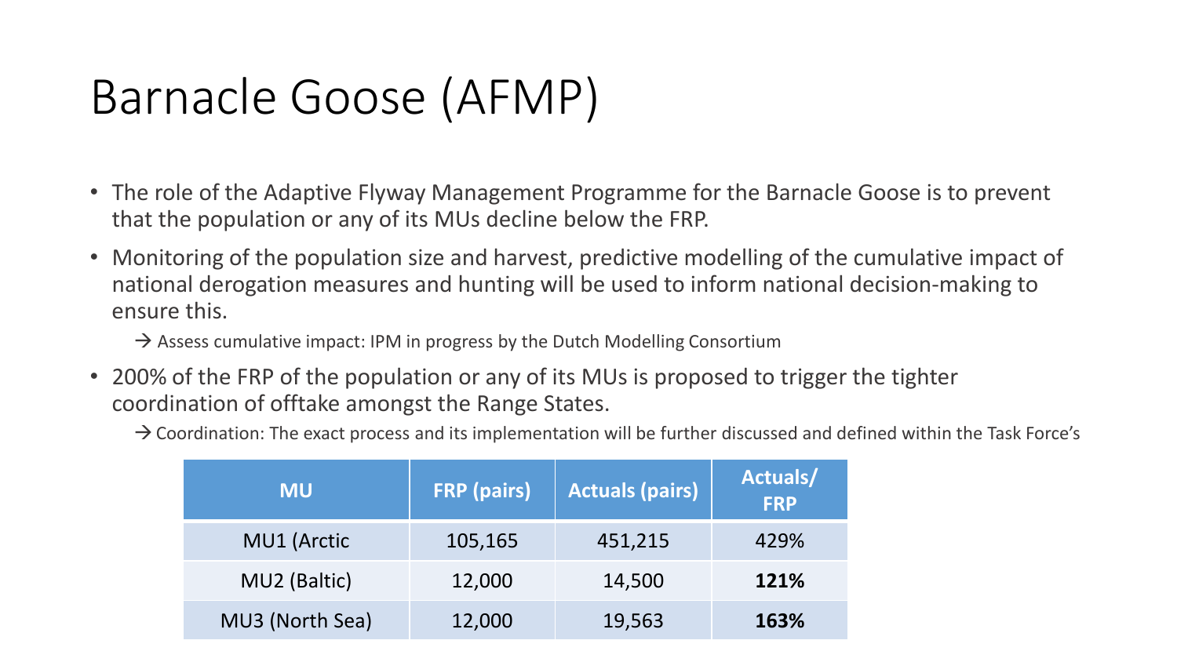# Barnacle Goose (AFMP)

- The role of the Adaptive Flyway Management Programme for the Barnacle Goose is to prevent that the population or any of its MUs decline below the FRP.
- Monitoring of the population size and harvest, predictive modelling of the cumulative impact of national derogation measures and hunting will be used to inform national decision-making to ensure this.
  - → Assess cumulative impact: IPM in progress by the Dutch Modelling Consortium
- 200% of the FRP of the population or any of its MUs is proposed to trigger the tighter coordination of offtake amongst the Range States.
  - → Coordination: The exact process and its implementation will be further discussed and defined within the Task Force's

| MU | FRP (pairs) | Actuals (pairs) | Actuals/ FRP |
|---|---|---|---|
| MU1 (Arctic | 105,165 | 451,215 | 429% |
| MU2 (Baltic) | 12,000 | 14,500 | **121%** |
| MU3 (North Sea) | 12,000 | 19,563 | **163%** |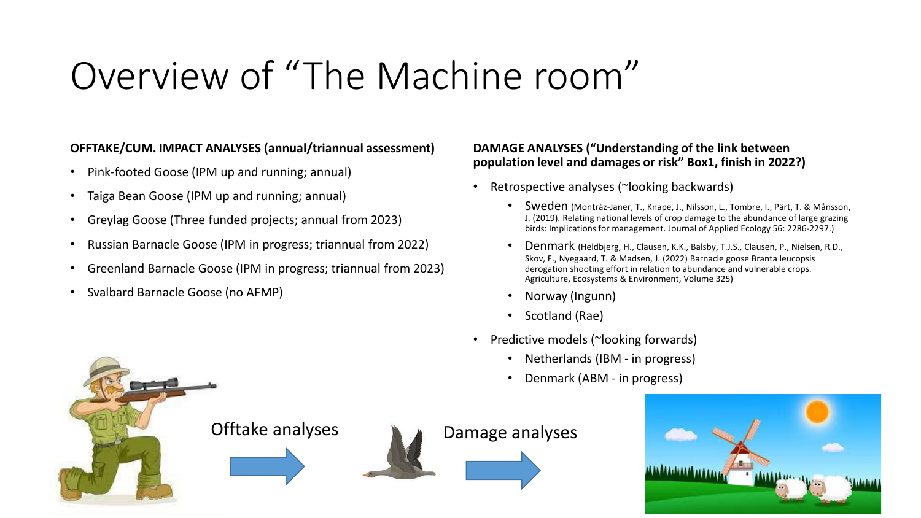# Overview of "The Machine room"

**OFFTAKE/CUM. IMPACT ANALYSES (annual/triannual assessment)**

- Pink-footed Goose (IPM up and running; annual)
- Taiga Bean Goose (IPM up and running; annual)
- Greylag Goose (Three funded projects; annual from 2023)
- Russian Barnacle Goose (IPM in progress; triannual from 2022)
- Greenland Barnacle Goose (IPM in progress; triannual from 2023)
- Svalbard Barnacle Goose (no AFMP)

**DAMAGE ANALYSES ("Understanding of the link between population level and damages or risk" Box1, finish in 2022?)**

- Retrospective analyses (~looking backwards)
  - Sweden (Montràz-Janer, T., Knape, J., Nilsson, L., Tombre, I., Pärt, T. & Månsson, J. (2019). Relating national levels of crop damage to the abundance of large grazing birds: Implications for management. Journal of Applied Ecology 56: 2286-2297.)
  - Denmark (Heldbjerg, H., Clausen, K.K., Balsby, T.J.S., Clausen, P., Nielsen, R.D., Skov, F., Nyegaard, T. & Madsen, J. (2022) Barnacle goose Branta leucopsis derogation shooting effort in relation to abundance and vulnerable crops. Agriculture, Ecosystems & Environment, Volume 325)
  - Norway (Ingunn)
  - Scotland (Rae)
- Predictive models (~looking forwards)
  - Netherlands (IBM - in progress)
  - Denmark (ABM - in progress)

Offtake analyses → Damage analyses →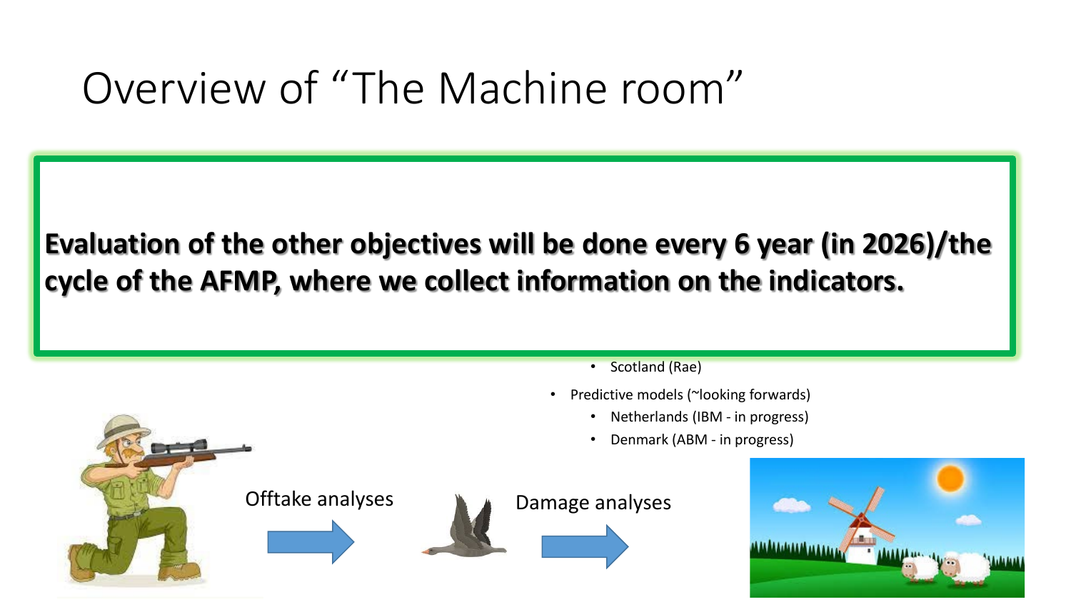# Overview of "The Machine room"

**Evaluation of the other objectives will be done every 6 year (in 2026)/the cycle of the AFMP, where we collect information on the indicators.**

- Scotland (Rae)
- Predictive models (~looking forwards)
  - Netherlands (IBM - in progress)
  - Denmark (ABM - in progress)

Offtake analyses

Damage analyses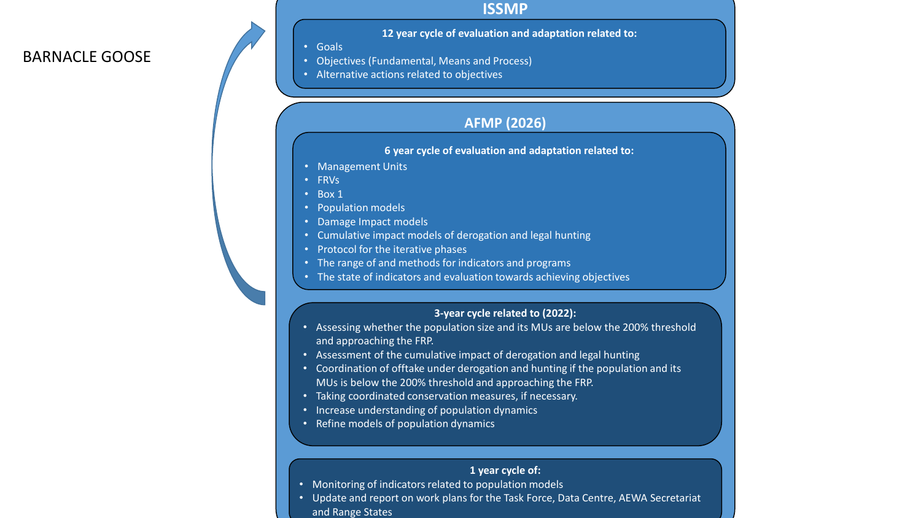BARNACLE GOOSE

## ISSMP

**12 year cycle of evaluation and adaptation related to:**

- Goals
- Objectives (Fundamental, Means and Process)
- Alternative actions related to objectives

## AFMP (2026)

**6 year cycle of evaluation and adaptation related to:**

- Management Units
- FRVs
- Box 1
- Population models
- Damage Impact models
- Cumulative impact models of derogation and legal hunting
- Protocol for the iterative phases
- The range of and methods for indicators and programs
- The state of indicators and evaluation towards achieving objectives

**3-year cycle related to (2022):**

- Assessing whether the population size and its MUs are below the 200% threshold and approaching the FRP.
- Assessment of the cumulative impact of derogation and legal hunting
- Coordination of offtake under derogation and hunting if the population and its MUs is below the 200% threshold and approaching the FRP.
- Taking coordinated conservation measures, if necessary.
- Increase understanding of population dynamics
- Refine models of population dynamics

**1 year cycle of:**

- Monitoring of indicators related to population models
- Update and report on work plans for the Task Force, Data Centre, AEWA Secretariat and Range States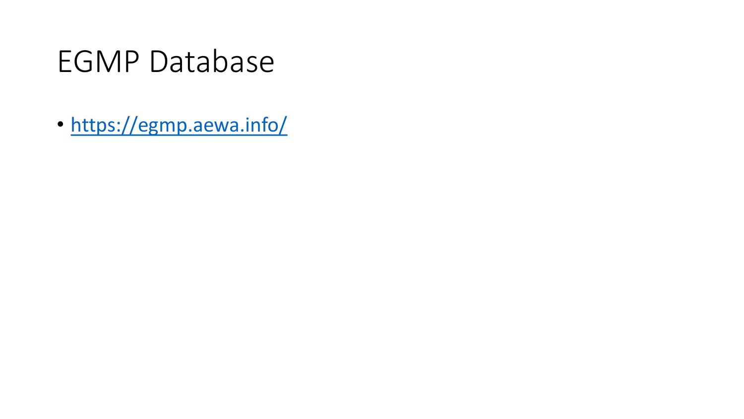# EGMP Database

- [https://egmp.aewa.info/](https://egmp.aewa.info/)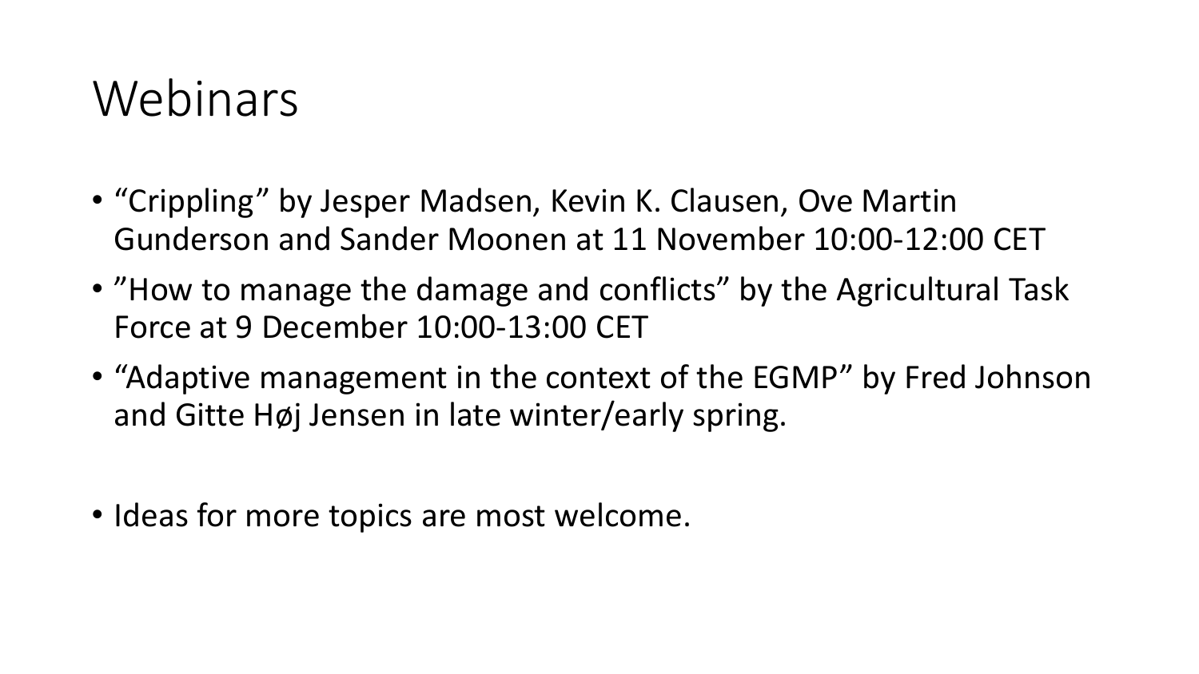# Webinars

- "Crippling" by Jesper Madsen, Kevin K. Clausen, Ove Martin Gunderson and Sander Moonen at 11 November 10:00-12:00 CET
- "How to manage the damage and conflicts" by the Agricultural Task Force at 9 December 10:00-13:00 CET
- "Adaptive management in the context of the EGMP" by Fred Johnson and Gitte Høj Jensen in late winter/early spring.

- Ideas for more topics are most welcome.